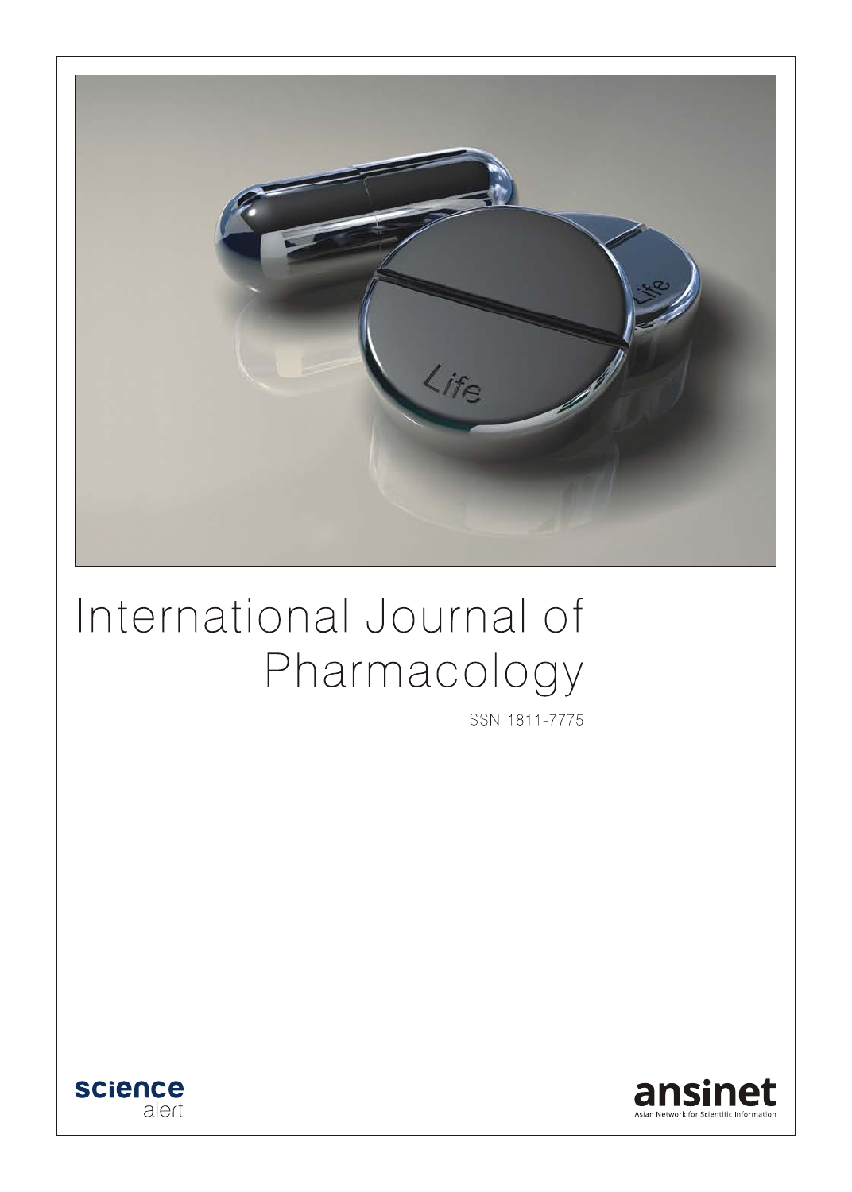# International Journal of Pharmacology

ISSN 1811-7775

science alert

ansinet

Asian Network for Scientific Information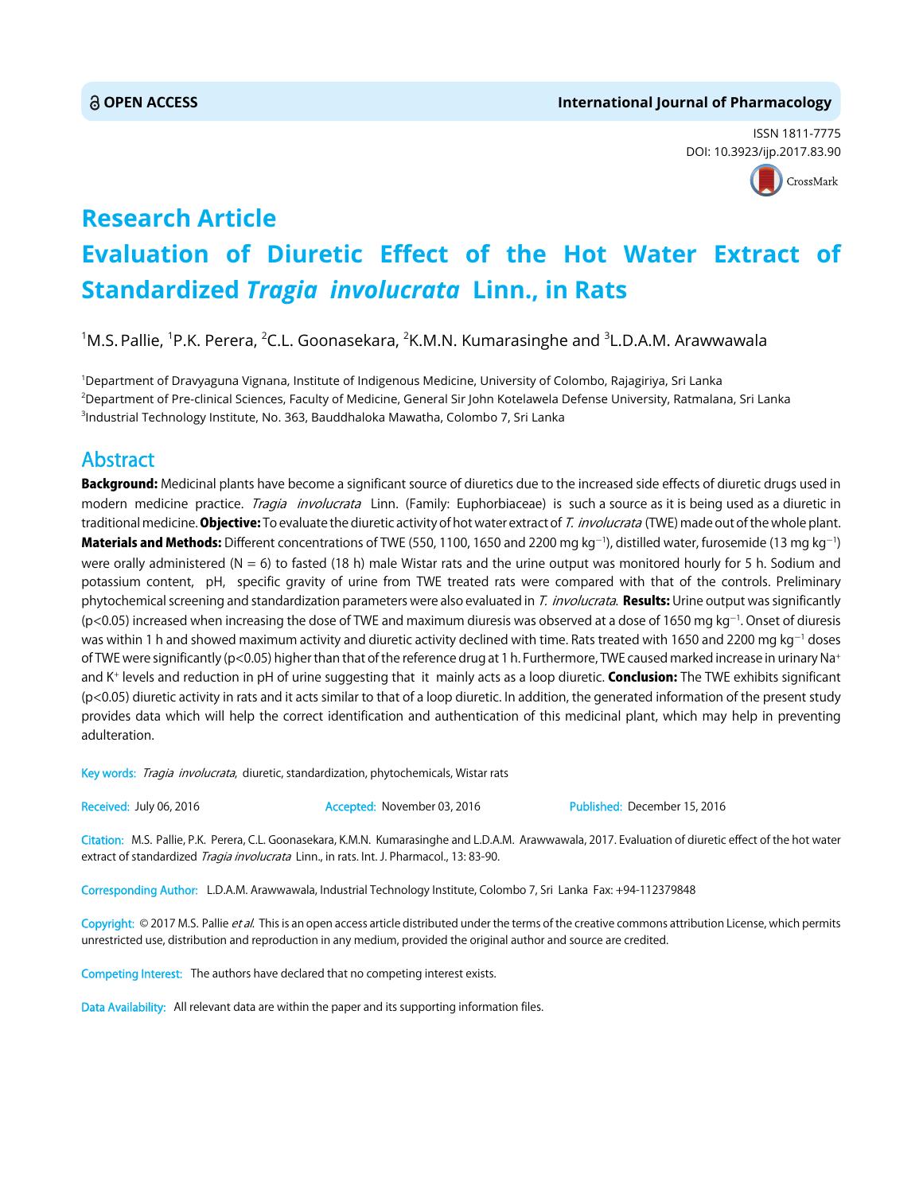OPEN ACCESS

International Journal of Pharmacology

ISSN 1811-7775
DOI: 10.3923/ijp.2017.83.90

# Research Article

# Evaluation of Diuretic Effect of the Hot Water Extract of Standardized *Tragia involucrata* Linn., in Rats

[1]M.S. Pallie, [1]P.K. Perera, [2]C.L. Goonasekara, [2]K.M.N. Kumarasinghe and [3]L.D.A.M. Arawwawala

[1]Department of Dravyaguna Vignana, Institute of Indigenous Medicine, University of Colombo, Rajagiriya, Sri Lanka
[2]Department of Pre-clinical Sciences, Faculty of Medicine, General Sir John Kotelawela Defense University, Ratmalana, Sri Lanka
[3]Industrial Technology Institute, No. 363, Bauddhaloka Mawatha, Colombo 7, Sri Lanka

## Abstract

**Background:** Medicinal plants have become a significant source of diuretics due to the increased side effects of diuretic drugs used in modern medicine practice. *Tragia involucrata* Linn. (Family: Euphorbiaceae) is such a source as it is being used as a diuretic in traditional medicine. **Objective:** To evaluate the diuretic activity of hot water extract of *T. involucrata* (TWE) made out of the whole plant. **Materials and Methods:** Different concentrations of TWE (550, 1100, 1650 and 2200 mg kg$^{-1}$), distilled water, furosemide (13 mg kg$^{-1}$) were orally administered (N = 6) to fasted (18 h) male Wistar rats and the urine output was monitored hourly for 5 h. Sodium and potassium content, pH, specific gravity of urine from TWE treated rats were compared with that of the controls. Preliminary phytochemical screening and standardization parameters were also evaluated in *T. involucrata*. **Results:** Urine output was significantly ($p<0.05$) increased when increasing the dose of TWE and maximum diuresis was observed at a dose of 1650 mg kg$^{-1}$. Onset of diuresis was within 1 h and showed maximum activity and diuretic activity declined with time. Rats treated with 1650 and 2200 mg kg$^{-1}$ doses of TWE were significantly ($p<0.05$) higher than that of the reference drug at 1 h. Furthermore, TWE caused marked increase in urinary $Na^+$ and $K^+$ levels and reduction in pH of urine suggesting that it mainly acts as a loop diuretic. **Conclusion:** The TWE exhibits significant ($p<0.05$) diuretic activity in rats and it acts similar to that of a loop diuretic. In addition, the generated information of the present study provides data which will help the correct identification and authentication of this medicinal plant, which may help in preventing adulteration.

Key words: *Tragia involucrata*, diuretic, standardization, phytochemicals, Wistar rats

Received: July 06, 2016 Accepted: November 03, 2016 Published: December 15, 2016

Citation: M.S. Pallie, P.K. Perera, C.L. Goonasekara, K.M.N. Kumarasinghe and L.D.A.M. Arawwawala, 2017. Evaluation of diuretic effect of the hot water extract of standardized *Tragia involucrata* Linn., in rats. Int. J. Pharmacol., 13: 83-90.

Corresponding Author: L.D.A.M. Arawwawala, Industrial Technology Institute, Colombo 7, Sri Lanka Fax: +94-112379848

Copyright: © 2017 M.S. Pallie *et al.* This is an open access article distributed under the terms of the creative commons attribution License, which permits unrestricted use, distribution and reproduction in any medium, provided the original author and source are credited.

Competing Interest: The authors have declared that no competing interest exists.

Data Availability: All relevant data are within the paper and its supporting information files.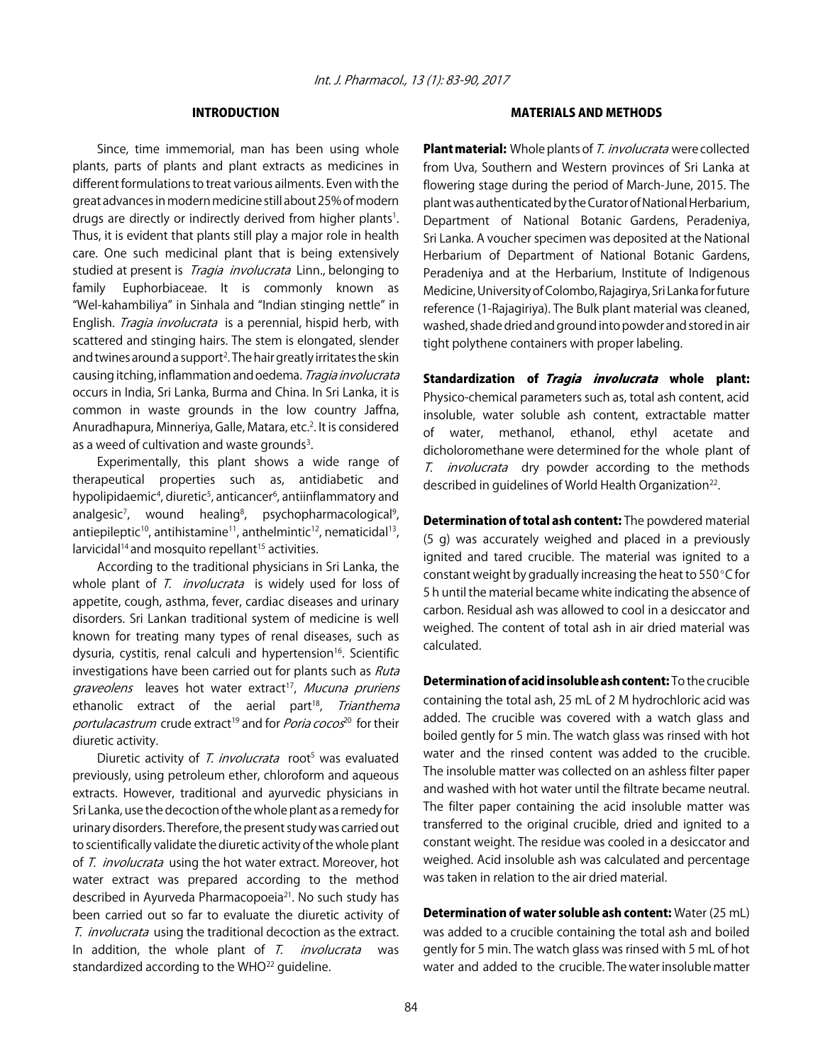## INTRODUCTION

Since, time immemorial, man has been using whole plants, parts of plants and plant extracts as medicines in different formulations to treat various ailments. Even with the great advances in modern medicine still about 25% of modern drugs are directly or indirectly derived from higher plants[1]. Thus, it is evident that plants still play a major role in health care. One such medicinal plant that is being extensively studied at present is *Tragia involucrata* Linn., belonging to family Euphorbiaceae. It is commonly known as "Wel-kahambiliya" in Sinhala and "Indian stinging nettle" in English. *Tragia involucrata* is a perennial, hispid herb, with scattered and stinging hairs. The stem is elongated, slender and twines around a support[2]. The hair greatly irritates the skin causing itching, inflammation and oedema. *Tragia involucrata* occurs in India, Sri Lanka, Burma and China. In Sri Lanka, it is common in waste grounds in the low country Jaffna, Anuradhapura, Minneriya, Galle, Matara, etc.[2]. It is considered as a weed of cultivation and waste grounds[3].

Experimentally, this plant shows a wide range of therapeutical properties such as, antidiabetic and hypolipidaemic[4], diuretic[5], anticancer[6], antiinflammatory and analgesic[7], wound healing[8], psychopharmacological[9], antiepileptic[10], antihistamine[11], anthelmintic[12], nematicidal[13], larvicidal[14] and mosquito repellant[15] activities.

According to the traditional physicians in Sri Lanka, the whole plant of *T. involucrata* is widely used for loss of appetite, cough, asthma, fever, cardiac diseases and urinary disorders. Sri Lankan traditional system of medicine is well known for treating many types of renal diseases, such as dysuria, cystitis, renal calculi and hypertension[16]. Scientific investigations have been carried out for plants such as *Ruta graveolens* leaves hot water extract[17], *Mucuna pruriens* ethanolic extract of the aerial part[18], *Trianthema portulacastrum* crude extract[19] and for *Poria cocos*[20] for their diuretic activity.

Diuretic activity of *T. involucrata* root[5] was evaluated previously, using petroleum ether, chloroform and aqueous extracts. However, traditional and ayurvedic physicians in Sri Lanka, use the decoction of the whole plant as a remedy for urinary disorders. Therefore, the present study was carried out to scientifically validate the diuretic activity of the whole plant of *T. involucrata* using the hot water extract. Moreover, hot water extract was prepared according to the method described in Ayurveda Pharmacopoeia[21]. No such study has been carried out so far to evaluate the diuretic activity of *T. involucrata* using the traditional decoction as the extract. In addition, the whole plant of *T. involucrata* was standardized according to the WHO[22] guideline.

## MATERIALS AND METHODS

**Plant material:** Whole plants of *T. involucrata* were collected from Uva, Southern and Western provinces of Sri Lanka at flowering stage during the period of March-June, 2015. The plant was authenticated by the Curator of National Herbarium, Department of National Botanic Gardens, Peradeniya, Sri Lanka. A voucher specimen was deposited at the National Herbarium of Department of National Botanic Gardens, Peradeniya and at the Herbarium, Institute of Indigenous Medicine, University of Colombo, Rajagirya, Sri Lanka for future reference (1-Rajagiriya). The Bulk plant material was cleaned, washed, shade dried and ground into powder and stored in air tight polythene containers with proper labeling.

**Standardization of *Tragia involucrata* whole plant:** Physico-chemical parameters such as, total ash content, acid insoluble, water soluble ash content, extractable matter of water, methanol, ethanol, ethyl acetate and dicholoromethane were determined for the whole plant of *T. involucrata* dry powder according to the methods described in guidelines of World Health Organization[22].

**Determination of total ash content:** The powdered material (5 g) was accurately weighed and placed in a previously ignited and tared crucible. The material was ignited to a constant weight by gradually increasing the heat to 550°C for 5 h until the material became white indicating the absence of carbon. Residual ash was allowed to cool in a desiccator and weighed. The content of total ash in air dried material was calculated.

**Determination of acid insoluble ash content:** To the crucible containing the total ash, 25 mL of 2 M hydrochloric acid was added. The crucible was covered with a watch glass and boiled gently for 5 min. The watch glass was rinsed with hot water and the rinsed content was added to the crucible. The insoluble matter was collected on an ashless filter paper and washed with hot water until the filtrate became neutral. The filter paper containing the acid insoluble matter was transferred to the original crucible, dried and ignited to a constant weight. The residue was cooled in a desiccator and weighed. Acid insoluble ash was calculated and percentage was taken in relation to the air dried material.

**Determination of water soluble ash content:** Water (25 mL) was added to a crucible containing the total ash and boiled gently for 5 min. The watch glass was rinsed with 5 mL of hot water and added to the crucible. The water insoluble matter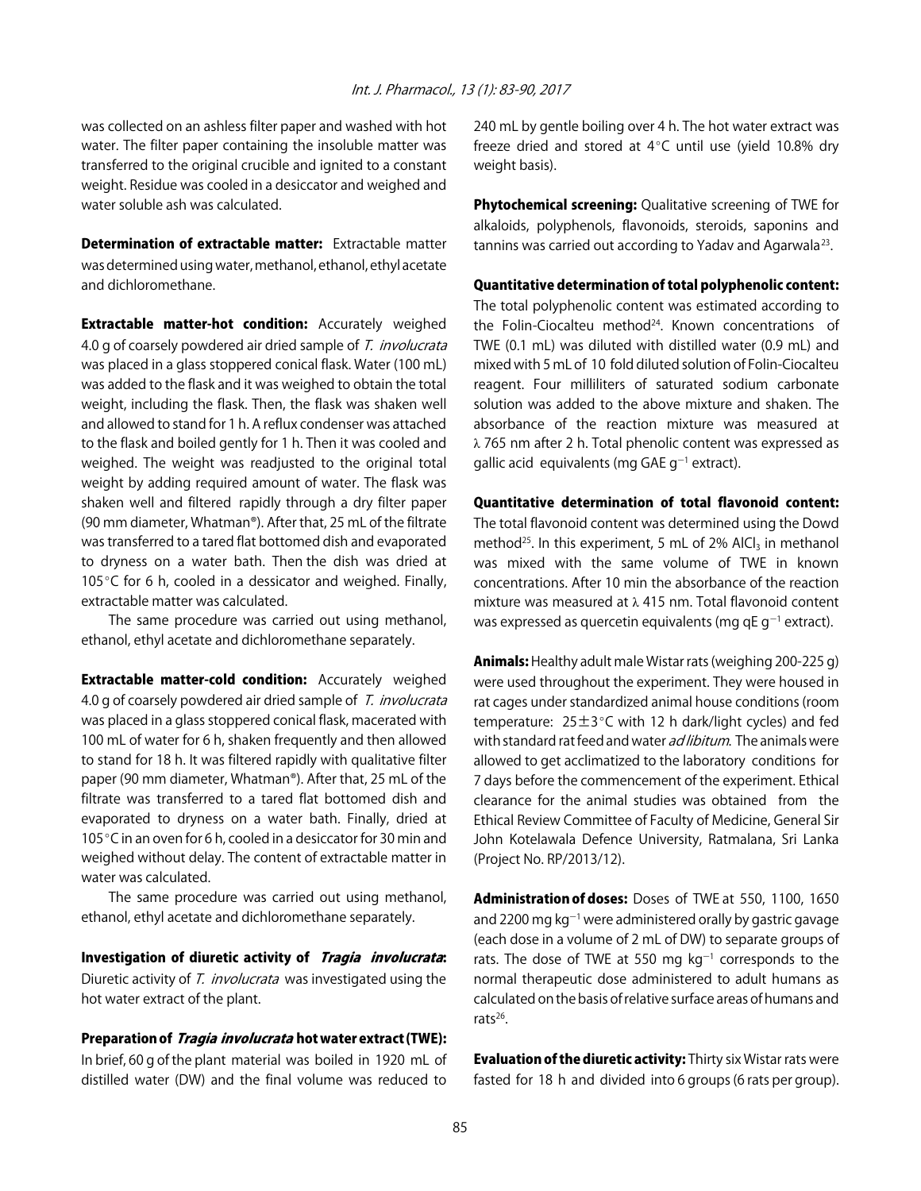was collected on an ashless filter paper and washed with hot water. The filter paper containing the insoluble matter was transferred to the original crucible and ignited to a constant weight. Residue was cooled in a desiccator and weighed and water soluble ash was calculated.

**Determination of extractable matter:** Extractable matter was determined using water, methanol, ethanol, ethyl acetate and dichloromethane.

**Extractable matter-hot condition:** Accurately weighed 4.0 g of coarsely powdered air dried sample of *T. involucrata* was placed in a glass stoppered conical flask. Water (100 mL) was added to the flask and it was weighed to obtain the total weight, including the flask. Then, the flask was shaken well and allowed to stand for 1 h. A reflux condenser was attached to the flask and boiled gently for 1 h. Then it was cooled and weighed. The weight was readjusted to the original total weight by adding required amount of water. The flask was shaken well and filtered rapidly through a dry filter paper (90 mm diameter, Whatman®). After that, 25 mL of the filtrate was transferred to a tared flat bottomed dish and evaporated to dryness on a water bath. Then the dish was dried at 105°C for 6 h, cooled in a dessicator and weighed. Finally, extractable matter was calculated.

The same procedure was carried out using methanol, ethanol, ethyl acetate and dichloromethane separately.

**Extractable matter-cold condition:** Accurately weighed 4.0 g of coarsely powdered air dried sample of *T. involucrata* was placed in a glass stoppered conical flask, macerated with 100 mL of water for 6 h, shaken frequently and then allowed to stand for 18 h. It was filtered rapidly with qualitative filter paper (90 mm diameter, Whatman®). After that, 25 mL of the filtrate was transferred to a tared flat bottomed dish and evaporated to dryness on a water bath. Finally, dried at 105°C in an oven for 6 h, cooled in a desiccator for 30 min and weighed without delay. The content of extractable matter in water was calculated.

The same procedure was carried out using methanol, ethanol, ethyl acetate and dichloromethane separately.

**Investigation of diuretic activity of *Tragia involucrata*:** Diuretic activity of *T. involucrata* was investigated using the hot water extract of the plant.

**Preparation of *Tragia involucrata* hot water extract (TWE):** In brief, 60 g of the plant material was boiled in 1920 mL of distilled water (DW) and the final volume was reduced to 240 mL by gentle boiling over 4 h. The hot water extract was freeze dried and stored at 4°C until use (yield 10.8% dry weight basis).

**Phytochemical screening:** Qualitative screening of TWE for alkaloids, polyphenols, flavonoids, steroids, saponins and tannins was carried out according to Yadav and Agarwala[23].

**Quantitative determination of total polyphenolic content:** The total polyphenolic content was estimated according to the Folin-Ciocalteu method[24]. Known concentrations of TWE (0.1 mL) was diluted with distilled water (0.9 mL) and mixed with 5 mL of 10 fold diluted solution of Folin-Ciocalteu reagent. Four milliliters of saturated sodium carbonate solution was added to the above mixture and shaken. The absorbance of the reaction mixture was measured at λ 765 nm after 2 h. Total phenolic content was expressed as gallic acid equivalents (mg GAE $g^{-1}$ extract).

**Quantitative determination of total flavonoid content:** The total flavonoid content was determined using the Dowd method[25]. In this experiment, 5 mL of 2% $AlCl_3$ in methanol was mixed with the same volume of TWE in known concentrations. After 10 min the absorbance of the reaction mixture was measured at λ 415 nm. Total flavonoid content was expressed as quercetin equivalents (mg qE $g^{-1}$ extract).

**Animals:** Healthy adult male Wistar rats (weighing 200-225 g) were used throughout the experiment. They were housed in rat cages under standardized animal house conditions (room temperature: 25±3°C with 12 h dark/light cycles) and fed with standard rat feed and water *ad libitum*. The animals were allowed to get acclimatized to the laboratory conditions for 7 days before the commencement of the experiment. Ethical clearance for the animal studies was obtained from the Ethical Review Committee of Faculty of Medicine, General Sir John Kotelawala Defence University, Ratmalana, Sri Lanka (Project No. RP/2013/12).

**Administration of doses:** Doses of TWE at 550, 1100, 1650 and 2200 mg $kg^{-1}$ were administered orally by gastric gavage (each dose in a volume of 2 mL of DW) to separate groups of rats. The dose of TWE at 550 mg $kg^{-1}$ corresponds to the normal therapeutic dose administered to adult humans as calculated on the basis of relative surface areas of humans and rats[26].

**Evaluation of the diuretic activity:** Thirty six Wistar rats were fasted for 18 h and divided into 6 groups (6 rats per group).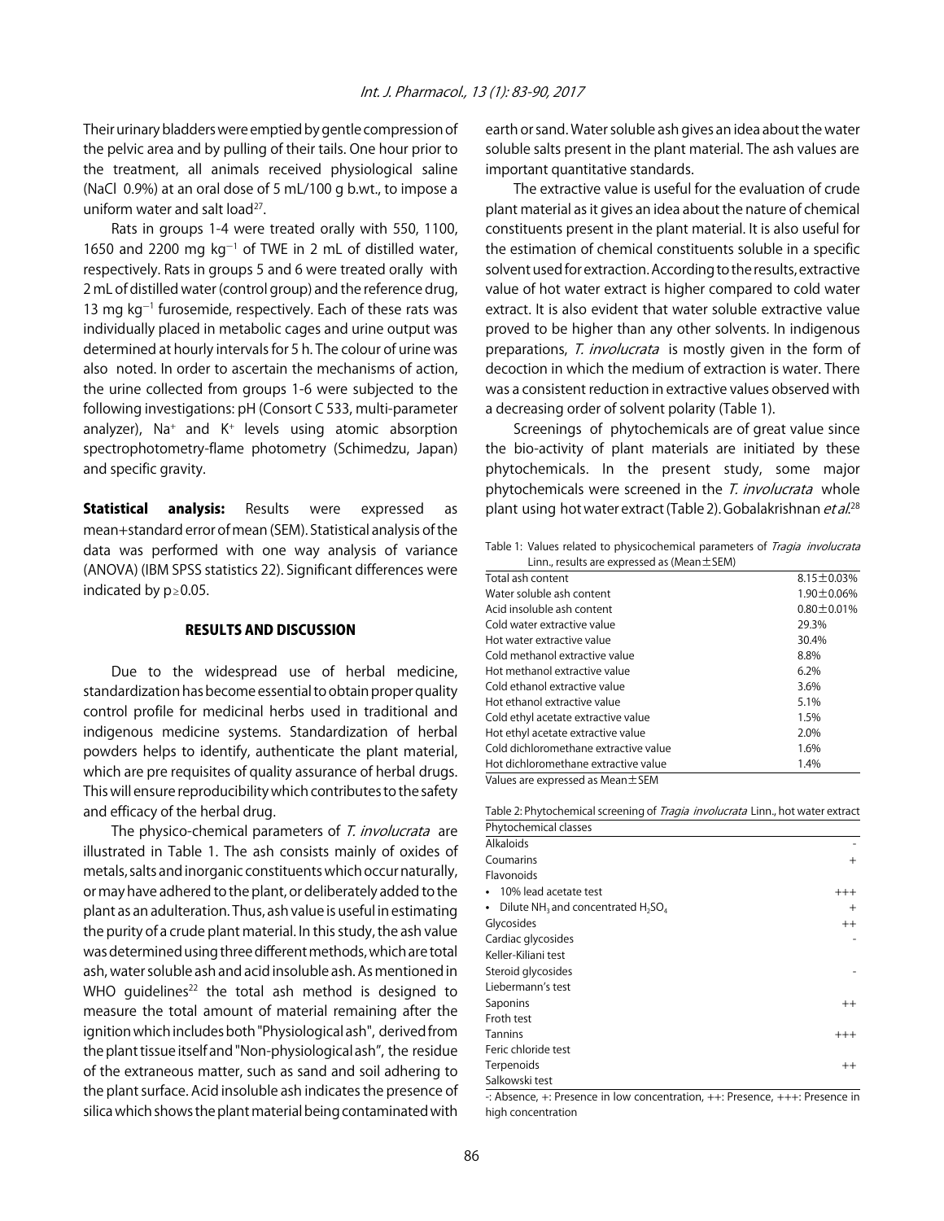Their urinary bladders were emptied by gentle compression of the pelvic area and by pulling of their tails. One hour prior to the treatment, all animals received physiological saline (NaCl 0.9%) at an oral dose of 5 mL/100 g b.wt., to impose a uniform water and salt load[27].

Rats in groups 1-4 were treated orally with 550, 1100, 1650 and 2200 mg $kg^{-1}$ of TWE in 2 mL of distilled water, respectively. Rats in groups 5 and 6 were treated orally with 2 mL of distilled water (control group) and the reference drug, 13 mg $kg^{-1}$ furosemide, respectively. Each of these rats was individually placed in metabolic cages and urine output was determined at hourly intervals for 5 h. The colour of urine was also noted. In order to ascertain the mechanisms of action, the urine collected from groups 1-6 were subjected to the following investigations: pH (Consort C 533, multi-parameter analyzer), $Na^+$ and $K^+$ levels using atomic absorption spectrophotometry-flame photometry (Schimedzu, Japan) and specific gravity.

**Statistical analysis:** Results were expressed as mean+standard error of mean (SEM). Statistical analysis of the data was performed with one way analysis of variance (ANOVA) (IBM SPSS statistics 22). Significant differences were indicated by $p \geq 0.05$.

## RESULTS AND DISCUSSION

Due to the widespread use of herbal medicine, standardization has become essential to obtain proper quality control profile for medicinal herbs used in traditional and indigenous medicine systems. Standardization of herbal powders helps to identify, authenticate the plant material, which are pre requisites of quality assurance of herbal drugs. This will ensure reproducibility which contributes to the safety and efficacy of the herbal drug.

The physico-chemical parameters of *T. involucrata* are illustrated in Table 1. The ash consists mainly of oxides of metals, salts and inorganic constituents which occur naturally, or may have adhered to the plant, or deliberately added to the plant as an adulteration. Thus, ash value is useful in estimating the purity of a crude plant material. In this study, the ash value was determined using three different methods, which are total ash, water soluble ash and acid insoluble ash. As mentioned in WHO guidelines[22] the total ash method is designed to measure the total amount of material remaining after the ignition which includes both "Physiological ash", derived from the plant tissue itself and "Non-physiological ash", the residue of the extraneous matter, such as sand and soil adhering to the plant surface. Acid insoluble ash indicates the presence of silica which shows the plant material being contaminated with earth or sand. Water soluble ash gives an idea about the water soluble salts present in the plant material. The ash values are important quantitative standards.

The extractive value is useful for the evaluation of crude plant material as it gives an idea about the nature of chemical constituents present in the plant material. It is also useful for the estimation of chemical constituents soluble in a specific solvent used for extraction. According to the results, extractive value of hot water extract is higher compared to cold water extract. It is also evident that water soluble extractive value proved to be higher than any other solvents. In indigenous preparations, *T. involucrata* is mostly given in the form of decoction in which the medium of extraction is water. There was a consistent reduction in extractive values observed with a decreasing order of solvent polarity (Table 1).

Screenings of phytochemicals are of great value since the bio-activity of plant materials are initiated by these phytochemicals. In the present study, some major phytochemicals were screened in the *T. involucrata* whole plant using hot water extract (Table 2). Gobalakrishnan *et al.*[28]

Table 1: Values related to physicochemical parameters of *Tragia involucrata* Linn., results are expressed as (Mean±SEM)

| | |
|---|---|
| Total ash content | 8.15±0.03% |
| Water soluble ash content | 1.90±0.06% |
| Acid insoluble ash content | 0.80±0.01% |
| Cold water extractive value | 29.3% |
| Hot water extractive value | 30.4% |
| Cold methanol extractive value | 8.8% |
| Hot methanol extractive value | 6.2% |
| Cold ethanol extractive value | 3.6% |
| Hot ethanol extractive value | 5.1% |
| Cold ethyl acetate extractive value | 1.5% |
| Hot ethyl acetate extractive value | 2.0% |
| Cold dichloromethane extractive value | 1.6% |
| Hot dichloromethane extractive value | 1.4% |

Values are expressed as Mean±SEM

Table 2: Phytochemical screening of *Tragia involucrata* Linn., hot water extract

| Phytochemical classes | |
|---|---|
| Alkaloids | - |
| Coumarins | + |
| Flavonoids | |
| • 10% lead acetate test | +++ |
| • Dilute $NH_3$ and concentrated $H_2SO_4$ | + |
| Glycosides | ++ |
| Cardiac glycosides | - |
| Keller-Kiliani test | |
| Steroid glycosides | - |
| Liebermann's test | |
| Saponins | ++ |
| Froth test | |
| Tannins | +++ |
| Feric chloride test | |
| Terpenoids | ++ |
| Salkowski test | |

-: Absence, +: Presence in low concentration, ++: Presence, +++: Presence in high concentration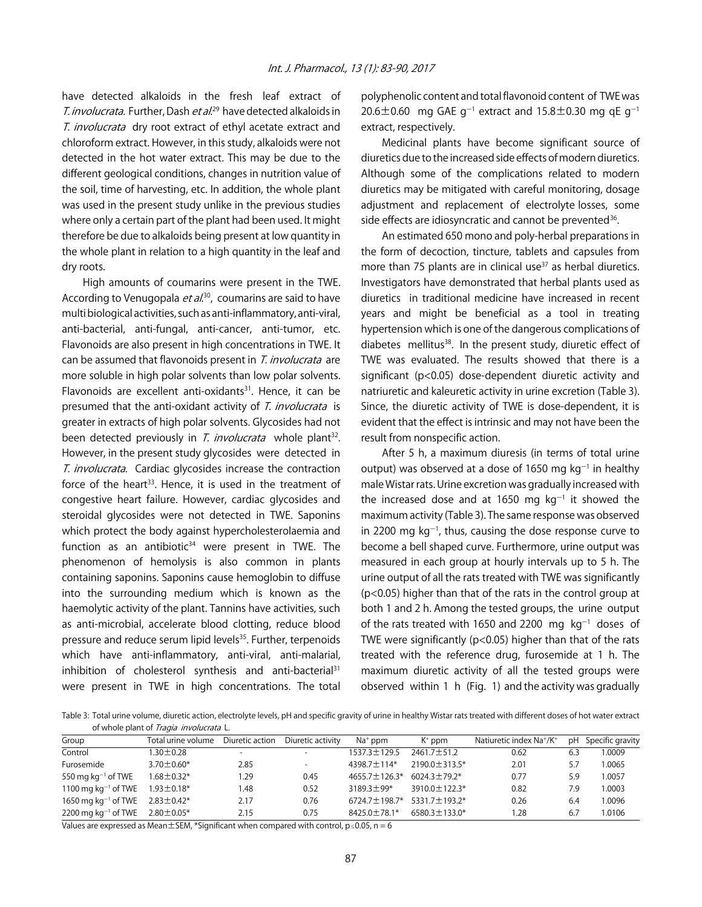have detected alkaloids in the fresh leaf extract of *T. involucrata.* Further, Dash *et al.*[29] have detected alkaloids in *T. involucrata* dry root extract of ethyl acetate extract and chloroform extract. However, in this study, alkaloids were not detected in the hot water extract. This may be due to the different geological conditions, changes in nutrition value of the soil, time of harvesting, etc. In addition, the whole plant was used in the present study unlike in the previous studies where only a certain part of the plant had been used. It might therefore be due to alkaloids being present at low quantity in the whole plant in relation to a high quantity in the leaf and dry roots.

High amounts of coumarins were present in the TWE. According to Venugopala *et al.*[30], coumarins are said to have multi biological activities, such as anti-inflammatory, anti-viral, anti-bacterial, anti-fungal, anti-cancer, anti-tumor, etc. Flavonoids are also present in high concentrations in TWE. It can be assumed that flavonoids present in *T. involucrata* are more soluble in high polar solvents than low polar solvents. Flavonoids are excellent anti-oxidants[31]. Hence, it can be presumed that the anti-oxidant activity of *T. involucrata* is greater in extracts of high polar solvents. Glycosides had not been detected previously in *T. involucrata* whole plant[32]. However, in the present study glycosides were detected in *T. involucrata*. Cardiac glycosides increase the contraction force of the heart[33]. Hence, it is used in the treatment of congestive heart failure. However, cardiac glycosides and steroidal glycosides were not detected in TWE. Saponins which protect the body against hypercholesterolaemia and function as an antibiotic[34] were present in TWE. The phenomenon of hemolysis is also common in plants containing saponins. Saponins cause hemoglobin to diffuse into the surrounding medium which is known as the haemolytic activity of the plant. Tannins have activities, such as anti-microbial, accelerate blood clotting, reduce blood pressure and reduce serum lipid levels[35]. Further, terpenoids which have anti-inflammatory, anti-viral, anti-malarial, inhibition of cholesterol synthesis and anti-bacterial[31] were present in TWE in high concentrations. The total polyphenolic content and total flavonoid content of TWE was 20.6±0.60 mg GAE $g^{-1}$ extract and 15.8±0.30 mg qE $g^{-1}$ extract, respectively.

Medicinal plants have become significant source of diuretics due to the increased side effects of modern diuretics. Although some of the complications related to modern diuretics may be mitigated with careful monitoring, dosage adjustment and replacement of electrolyte losses, some side effects are idiosyncratic and cannot be prevented[36].

An estimated 650 mono and poly-herbal preparations in the form of decoction, tincture, tablets and capsules from more than 75 plants are in clinical use[37] as herbal diuretics. Investigators have demonstrated that herbal plants used as diuretics in traditional medicine have increased in recent years and might be beneficial as a tool in treating hypertension which is one of the dangerous complications of diabetes mellitus[38]. In the present study, diuretic effect of TWE was evaluated. The results showed that there is a significant (p<0.05) dose-dependent diuretic activity and natriuretic and kaleuretic activity in urine excretion (Table 3). Since, the diuretic activity of TWE is dose-dependent, it is evident that the effect is intrinsic and may not have been the result from nonspecific action.

After 5 h, a maximum diuresis (in terms of total urine output) was observed at a dose of 1650 mg $kg^{-1}$ in healthy male Wistar rats. Urine excretion was gradually increased with the increased dose and at 1650 mg $kg^{-1}$ it showed the maximum activity (Table 3). The same response was observed in 2200 mg $kg^{-1}$, thus, causing the dose response curve to become a bell shaped curve. Furthermore, urine output was measured in each group at hourly intervals up to 5 h. The urine output of all the rats treated with TWE was significantly (p<0.05) higher than that of the rats in the control group at both 1 and 2 h. Among the tested groups, the urine output of the rats treated with 1650 and 2200 mg $kg^{-1}$ doses of TWE were significantly (p<0.05) higher than that of the rats treated with the reference drug, furosemide at 1 h. The maximum diuretic activity of all the tested groups were observed within 1 h (Fig. 1) and the activity was gradually

Table 3: Total urine volume, diuretic action, electrolyte levels, pH and specific gravity of urine in healthy Wistar rats treated with different doses of hot water extract of whole plant of *Tragia involucrata* L.

| Group | Total urine volume | Diuretic action | Diuretic activity | $Na^+$ ppm | $K^+$ ppm | Natiuretic index $Na^+/K^+$ | pH | Specific gravity |
|---|---|---|---|---|---|---|---|---|
| Control | 1.30±0.28 | - | - | 1537.3±129.5 | 2461.7±51.2 | 0.62 | 6.3 | 1.0009 |
| Furosemide | 3.70±0.60* | 2.85 | - | 4398.7±114* | 2190.0±313.5* | 2.01 | 5.7 | 1.0065 |
| 550 mg $kg^{-1}$ of TWE | 1.68±0.32* | 1.29 | 0.45 | 4655.7±126.3* | 6024.3±79.2* | 0.77 | 5.9 | 1.0057 |
| 1100 mg $kg^{-1}$ of TWE | 1.93±0.18* | 1.48 | 0.52 | 3189.3±99* | 3910.0±122.3* | 0.82 | 7.9 | 1.0003 |
| 1650 mg $kg^{-1}$ of TWE | 2.83±0.42* | 2.17 | 0.76 | 6724.7±198.7* | 5331.7±193.2* | 0.26 | 6.4 | 1.0096 |
| 2200 mg $kg^{-1}$ of TWE | 2.80±0.05* | 2.15 | 0.75 | 8425.0±78.1* | 6580.3±133.0* | 1.28 | 6.7 | 1.0106 |

Values are expressed as Mean±SEM, *Significant when compared with control, p≤0.05, n = 6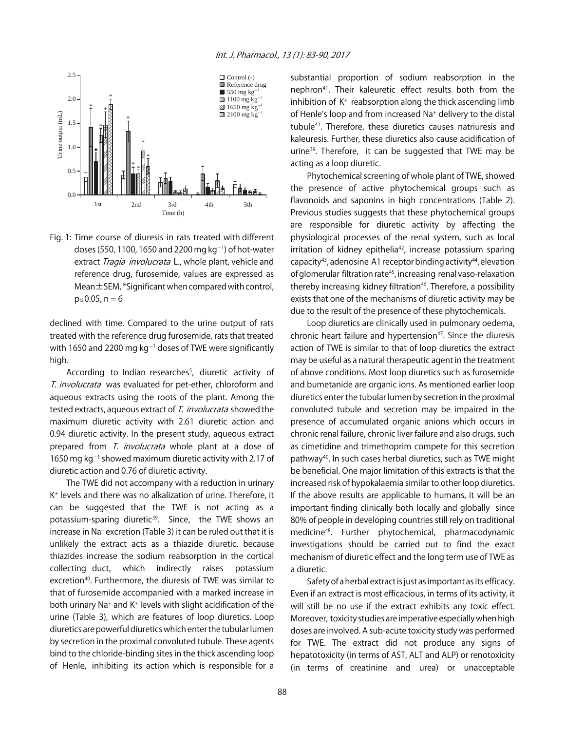Fig. 1: Time course of diuresis in rats treated with different doses (550, 1100, 1650 and 2200 mg kg$^{-1}$) of hot-water extract *Tragia involucrata* L., whole plant, vehicle and reference drug, furosemide, values are expressed as Mean±SEM, *Significant when compared with control, $p \leq 0.05$, $n = 6$

declined with time. Compared to the urine output of rats treated with the reference drug furosemide, rats that treated with 1650 and 2200 mg kg$^{-1}$ doses of TWE were significantly high.

According to Indian researches[5], diuretic activity of *T. involucrata* was evaluated for pet-ether, chloroform and aqueous extracts using the roots of the plant. Among the tested extracts, aqueous extract of *T. involucrata* showed the maximum diuretic activity with 2.61 diuretic action and 0.94 diuretic activity. In the present study, aqueous extract prepared from *T. involucrata* whole plant at a dose of 1650 mg kg$^{-1}$ showed maximum diuretic activity with 2.17 of diuretic action and 0.76 of diuretic activity.

The TWE did not accompany with a reduction in urinary $K^+$ levels and there was no alkalization of urine. Therefore, it can be suggested that the TWE is not acting as a potassium-sparing diuretic[39]. Since, the TWE shows an increase in $Na^+$ excretion (Table 3) it can be ruled out that it is unlikely the extract acts as a thiazide diuretic, because thiazides increase the sodium reabsorption in the cortical collecting duct, which indirectly raises potassium excretion[40]. Furthermore, the diuresis of TWE was similar to that of furosemide accompanied with a marked increase in both urinary $Na^+$ and $K^+$ levels with slight acidification of the urine (Table 3), which are features of loop diuretics. Loop diuretics are powerful diuretics which enter the tubular lumen by secretion in the proximal convoluted tubule. These agents bind to the chloride-binding sites in the thick ascending loop of Henle, inhibiting its action which is responsible for a substantial proportion of sodium reabsorption in the nephron[41]. Their kaleuretic effect results both from the inhibition of $K^+$ reabsorption along the thick ascending limb of Henle's loop and from increased $Na^+$ delivery to the distal tubule[41]. Therefore, these diuretics causes natriuresis and kaleuresis. Further, these diuretics also cause acidification of urine[39]. Therefore, it can be suggested that TWE may be acting as a loop diuretic.

Phytochemical screening of whole plant of TWE, showed the presence of active phytochemical groups such as flavonoids and saponins in high concentrations (Table 2). Previous studies suggests that these phytochemical groups are responsible for diuretic activity by affecting the physiological processes of the renal system, such as local irritation of kidney epithelia[42], increase potassium sparing capacity[43], adenosine A1 receptor binding activity[44], elevation of glomerular filtration rate[45], increasing renal vaso-relaxation thereby increasing kidney filtration[46]. Therefore, a possibility exists that one of the mechanisms of diuretic activity may be due to the result of the presence of these phytochemicals.

Loop diuretics are clinically used in pulmonary oedema, chronic heart failure and hypertension[47]. Since the diuresis action of TWE is similar to that of loop diuretics the extract may be useful as a natural therapeutic agent in the treatment of above conditions. Most loop diuretics such as furosemide and bumetanide are organic ions. As mentioned earlier loop diuretics enter the tubular lumen by secretion in the proximal convoluted tubule and secretion may be impaired in the presence of accumulated organic anions which occurs in chronic renal failure, chronic liver failure and also drugs, such as cimetidine and trimethoprim compete for this secretion pathway[40]. In such cases herbal diuretics, such as TWE might be beneficial. One major limitation of this extracts is that the increased risk of hypokalaemia similar to other loop diuretics. If the above results are applicable to humans, it will be an important finding clinically both locally and globally since 80% of people in developing countries still rely on traditional medicine[48]. Further phytochemical, pharmacodynamic investigations should be carried out to find the exact mechanism of diuretic effect and the long term use of TWE as a diuretic.

Safety of a herbal extract is just as important as its efficacy. Even if an extract is most efficacious, in terms of its activity, it will still be no use if the extract exhibits any toxic effect. Moreover, toxicity studies are imperative especially when high doses are involved. A sub-acute toxicity study was performed for TWE. The extract did not produce any signs of hepatotoxicity (in terms of AST, ALT and ALP) or renotoxicity (in terms of creatinine and urea) or unacceptable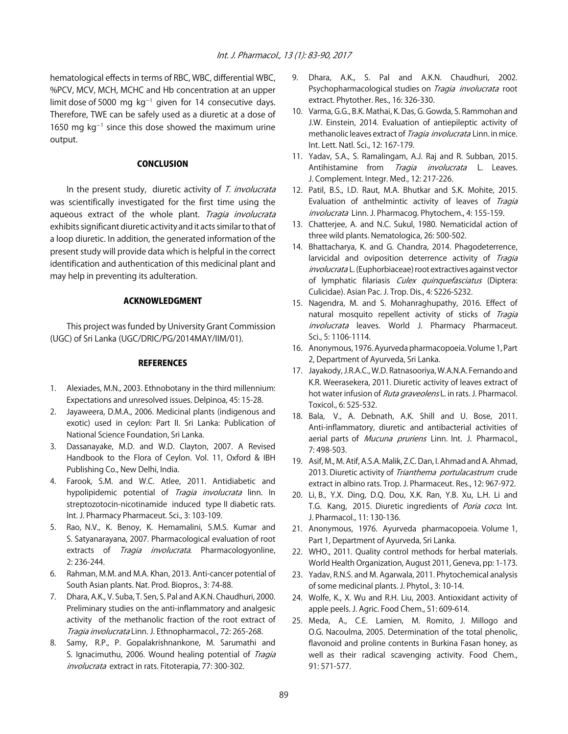hematological effects in terms of RBC, WBC, differential WBC, %PCV, MCV, MCH, MCHC and Hb concentration at an upper limit dose of 5000 mg $kg^{-1}$ given for 14 consecutive days. Therefore, TWE can be safely used as a diuretic at a dose of 1650 mg $kg^{-1}$ since this dose showed the maximum urine output.

## CONCLUSION

In the present study, diuretic activity of *T. involucrata* was scientifically investigated for the first time using the aqueous extract of the whole plant. *Tragia involucrata* exhibits significant diuretic activity and it acts similar to that of a loop diuretic. In addition, the generated information of the present study will provide data which is helpful in the correct identification and authentication of this medicinal plant and may help in preventing its adulteration.

## ACKNOWLEDGMENT

This project was funded by University Grant Commission (UGC) of Sri Lanka (UGC/DRIC/PG/2014MAY/IIM/01).

## REFERENCES

1. Alexiades, M.N., 2003. Ethnobotany in the third millennium: Expectations and unresolved issues. Delpinoa, 45: 15-28.
2. Jayaweera, D.M.A., 2006. Medicinal plants (indigenous and exotic) used in ceylon: Part II. Sri Lanka: Publication of National Science Foundation, Sri Lanka.
3. Dassanayake, M.D. and W.D. Clayton, 2007. A Revised Handbook to the Flora of Ceylon. Vol. 11, Oxford & IBH Publishing Co., New Delhi, India.
4. Farook, S.M. and W.C. Atlee, 2011. Antidiabetic and hypolipidemic potential of *Tragia involucrata* linn. In streptozotocin-nicotinamide induced type II diabetic rats. Int. J. Pharmacy Pharmaceut. Sci., 3: 103-109.
5. Rao, N.V., K. Benoy, K. Hemamalini, S.M.S. Kumar and S. Satyanarayana, 2007. Pharmacological evaluation of root extracts of *Tragia involucrata*. Pharmacologyonline, 2: 236-244.
6. Rahman, M.M. and M.A. Khan, 2013. Anti-cancer potential of South Asian plants. Nat. Prod. Biopros., 3: 74-88.
7. Dhara, A.K., V. Suba, T. Sen, S. Pal and A.K.N. Chaudhuri, 2000. Preliminary studies on the anti-inflammatory and analgesic activity of the methanolic fraction of the root extract of *Tragia involucrata* Linn. J. Ethnopharmacol., 72: 265-268.
8. Samy, R.P., P. Gopalakrishnankone, M. Sarumathi and S. Ignacimuthu, 2006. Wound healing potential of *Tragia involucrata* extract in rats. Fitoterapia, 77: 300-302.
9. Dhara, A.K., S. Pal and A.K.N. Chaudhuri, 2002. Psychopharmacological studies on *Tragia involucrata* root extract. Phytother. Res., 16: 326-330.
10. Varma, G.G., B.K. Mathai, K. Das, G. Gowda, S. Rammohan and J.W. Einstein, 2014. Evaluation of antiepileptic activity of methanolic leaves extract of *Tragia involucrata* Linn. in mice. Int. Lett. Natl. Sci., 12: 167-179.
11. Yadav, S.A., S. Ramalingam, A.J. Raj and R. Subban, 2015. Antihistamine from *Tragia involucrata* L. Leaves. J. Complement. Integr. Med., 12: 217-226.
12. Patil, B.S., I.D. Raut, M.A. Bhutkar and S.K. Mohite, 2015. Evaluation of anthelmintic activity of leaves of *Tragia involucrata* Linn. J. Pharmacog. Phytochem., 4: 155-159.
13. Chatterjee, A. and N.C. Sukul, 1980. Nematicidal action of three wild plants. Nematologica, 26: 500-502.
14. Bhattacharya, K. and G. Chandra, 2014. Phagodeterrence, larvicidal and oviposition deterrence activity of *Tragia involucrata* L. (Euphorbiaceae) root extractives against vector of lymphatic filariasis *Culex quinquefasciatus* (Diptera: Culicidae). Asian Pac. J. Trop. Dis., 4: S226-S232.
15. Nagendra, M. and S. Mohanraghupathy, 2016. Effect of natural mosquito repellent activity of sticks of *Tragia involucrata* leaves. World J. Pharmacy Pharmaceut. Sci., 5: 1106-1114.
16. Anonymous, 1976. Ayurveda pharmacopoeia. Volume 1, Part 2, Department of Ayurveda, Sri Lanka.
17. Jayakody, J.R.A.C., W.D. Ratnasooriya, W.A.N.A. Fernando and K.R. Weerasekera, 2011. Diuretic activity of leaves extract of hot water infusion of *Ruta graveolens* L. in rats. J. Pharmacol. Toxicol., 6: 525-532.
18. Bala, V., A. Debnath, A.K. Shill and U. Bose, 2011. Anti-inflammatory, diuretic and antibacterial activities of aerial parts of *Mucuna pruriens* Linn. Int. J. Pharmacol., 7: 498-503.
19. Asif, M., M. Atif, A.S.A. Malik, Z.C. Dan, I. Ahmad and A. Ahmad, 2013. Diuretic activity of *Trianthema portulacastrum* crude extract in albino rats. Trop. J. Pharmaceut. Res., 12: 967-972.
20. Li, B., Y.X. Ding, D.Q. Dou, X.K. Ran, Y.B. Xu, L.H. Li and T.G. Kang, 2015. Diuretic ingredients of *Poria coco*. Int. J. Pharmacol., 11: 130-136.
21. Anonymous, 1976. Ayurveda pharmacopoeia. Volume 1, Part 1, Department of Ayurveda, Sri Lanka.
22. WHO., 2011. Quality control methods for herbal materials. World Health Organization, August 2011, Geneva, pp: 1-173.
23. Yadav, R.N.S. and M. Agarwala, 2011. Phytochemical analysis of some medicinal plants. J. Phytol., 3: 10-14.
24. Wolfe, K., X. Wu and R.H. Liu, 2003. Antioxidant activity of apple peels. J. Agric. Food Chem., 51: 609-614.
25. Meda, A., C.E. Lamien, M. Romito, J. Millogo and O.G. Nacoulma, 2005. Determination of the total phenolic, flavonoid and proline contents in Burkina Fasan honey, as well as their radical scavenging activity. Food Chem., 91: 571-577.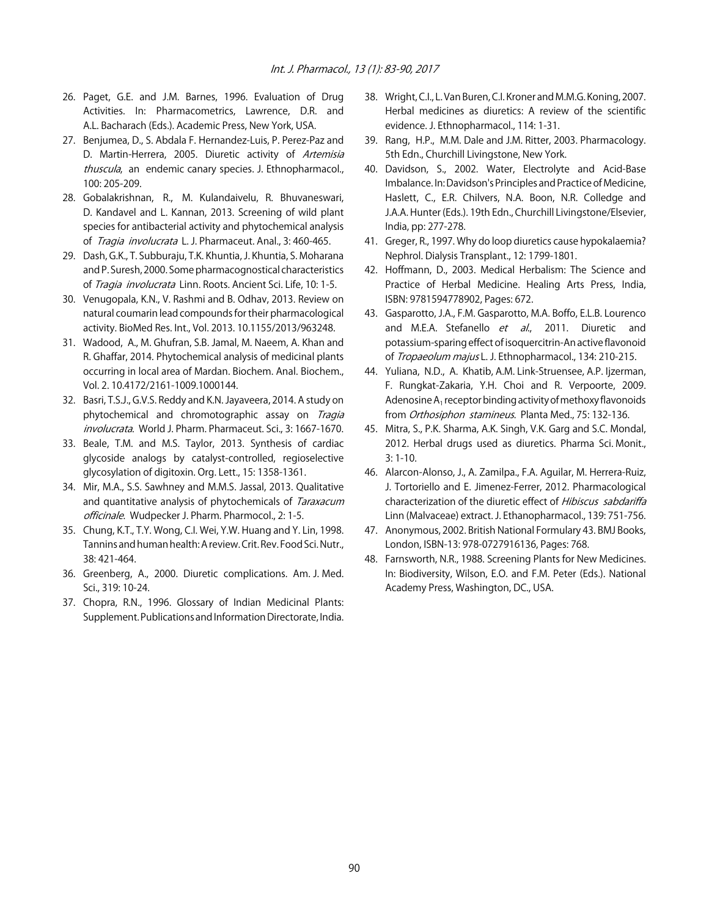26. Paget, G.E. and J.M. Barnes, 1996. Evaluation of Drug Activities. In: Pharmacometrics, Lawrence, D.R. and A.L. Bacharach (Eds.). Academic Press, New York, USA.
27. Benjumea, D., S. Abdala F. Hernandez-Luis, P. Perez-Paz and D. Martin-Herrera, 2005. Diuretic activity of *Artemisia thuscula*, an endemic canary species. J. Ethnopharmacol., 100: 205-209.
28. Gobalakrishnan, R., M. Kulandaivelu, R. Bhuvaneswari, D. Kandavel and L. Kannan, 2013. Screening of wild plant species for antibacterial activity and phytochemical analysis of *Tragia involucrata* L. J. Pharmaceut. Anal., 3: 460-465.
29. Dash, G.K., T. Subburaju, T.K. Khuntia, J. Khuntia, S. Moharana and P. Suresh, 2000. Some pharmacognostical characteristics of *Tragia involucrata* Linn. Roots. Ancient Sci. Life, 10: 1-5.
30. Venugopala, K.N., V. Rashmi and B. Odhav, 2013. Review on natural coumarin lead compounds for their pharmacological activity. BioMed Res. Int., Vol. 2013. 10.1155/2013/963248.
31. Wadood, A., M. Ghufran, S.B. Jamal, M. Naeem, A. Khan and R. Ghaffar, 2014. Phytochemical analysis of medicinal plants occurring in local area of Mardan. Biochem. Anal. Biochem., Vol. 2. 10.4172/2161-1009.1000144.
32. Basri, T.S.J., G.V.S. Reddy and K.N. Jayaveera, 2014. A study on phytochemical and chromotographic assay on *Tragia involucrata*. World J. Pharm. Pharmaceut. Sci., 3: 1667-1670.
33. Beale, T.M. and M.S. Taylor, 2013. Synthesis of cardiac glycoside analogs by catalyst-controlled, regioselective glycosylation of digitoxin. Org. Lett., 15: 1358-1361.
34. Mir, M.A., S.S. Sawhney and M.M.S. Jassal, 2013. Qualitative and quantitative analysis of phytochemicals of *Taraxacum officinale*. Wudpecker J. Pharm. Pharmocol., 2: 1-5.
35. Chung, K.T., T.Y. Wong, C.I. Wei, Y.W. Huang and Y. Lin, 1998. Tannins and human health: A review. Crit. Rev. Food Sci. Nutr., 38: 421-464.
36. Greenberg, A., 2000. Diuretic complications. Am. J. Med. Sci., 319: 10-24.
37. Chopra, R.N., 1996. Glossary of Indian Medicinal Plants: Supplement. Publications and Information Directorate, India.
38. Wright, C.I., L. Van Buren, C.I. Kroner and M.M.G. Koning, 2007. Herbal medicines as diuretics: A review of the scientific evidence. J. Ethnopharmacol., 114: 1-31.
39. Rang, H.P., M.M. Dale and J.M. Ritter, 2003. Pharmacology. 5th Edn., Churchill Livingstone, New York.
40. Davidson, S., 2002. Water, Electrolyte and Acid-Base Imbalance. In: Davidson's Principles and Practice of Medicine, Haslett, C., E.R. Chilvers, N.A. Boon, N.R. Colledge and J.A.A. Hunter (Eds.). 19th Edn., Churchill Livingstone/Elsevier, India, pp: 277-278.
41. Greger, R., 1997. Why do loop diuretics cause hypokalaemia? Nephrol. Dialysis Transplant., 12: 1799-1801.
42. Hoffmann, D., 2003. Medical Herbalism: The Science and Practice of Herbal Medicine. Healing Arts Press, India, ISBN: 9781594778902, Pages: 672.
43. Gasparotto, J.A., F.M. Gasparotto, M.A. Boffo, E.L.B. Lourenco and M.E.A. Stefanello *et al*., 2011. Diuretic and potassium-sparing effect of isoquercitrin-An active flavonoid of *Tropaeolum majus* L. J. Ethnopharmacol., 134: 210-215.
44. Yuliana, N.D., A. Khatib, A.M. Link-Struensee, A.P. Ijzerman, F. Rungkat-Zakaria, Y.H. Choi and R. Verpoorte, 2009. Adenosine $A_1$ receptor binding activity of methoxy flavonoids from *Orthosiphon stamineus*. Planta Med., 75: 132-136.
45. Mitra, S., P.K. Sharma, A.K. Singh, V.K. Garg and S.C. Mondal, 2012. Herbal drugs used as diuretics. Pharma Sci. Monit., 3: 1-10.
46. Alarcon-Alonso, J., A. Zamilpa., F.A. Aguilar, M. Herrera-Ruiz, J. Tortoriello and E. Jimenez-Ferrer, 2012. Pharmacological characterization of the diuretic effect of *Hibiscus sabdariffa* Linn (Malvaceae) extract. J. Ethanopharmacol., 139: 751-756.
47. Anonymous, 2002. British National Formulary 43. BMJ Books, London, ISBN-13: 978-0727916136, Pages: 768.
48. Farnsworth, N.R., 1988. Screening Plants for New Medicines. In: Biodiversity, Wilson, E.O. and F.M. Peter (Eds.). National Academy Press, Washington, DC., USA.